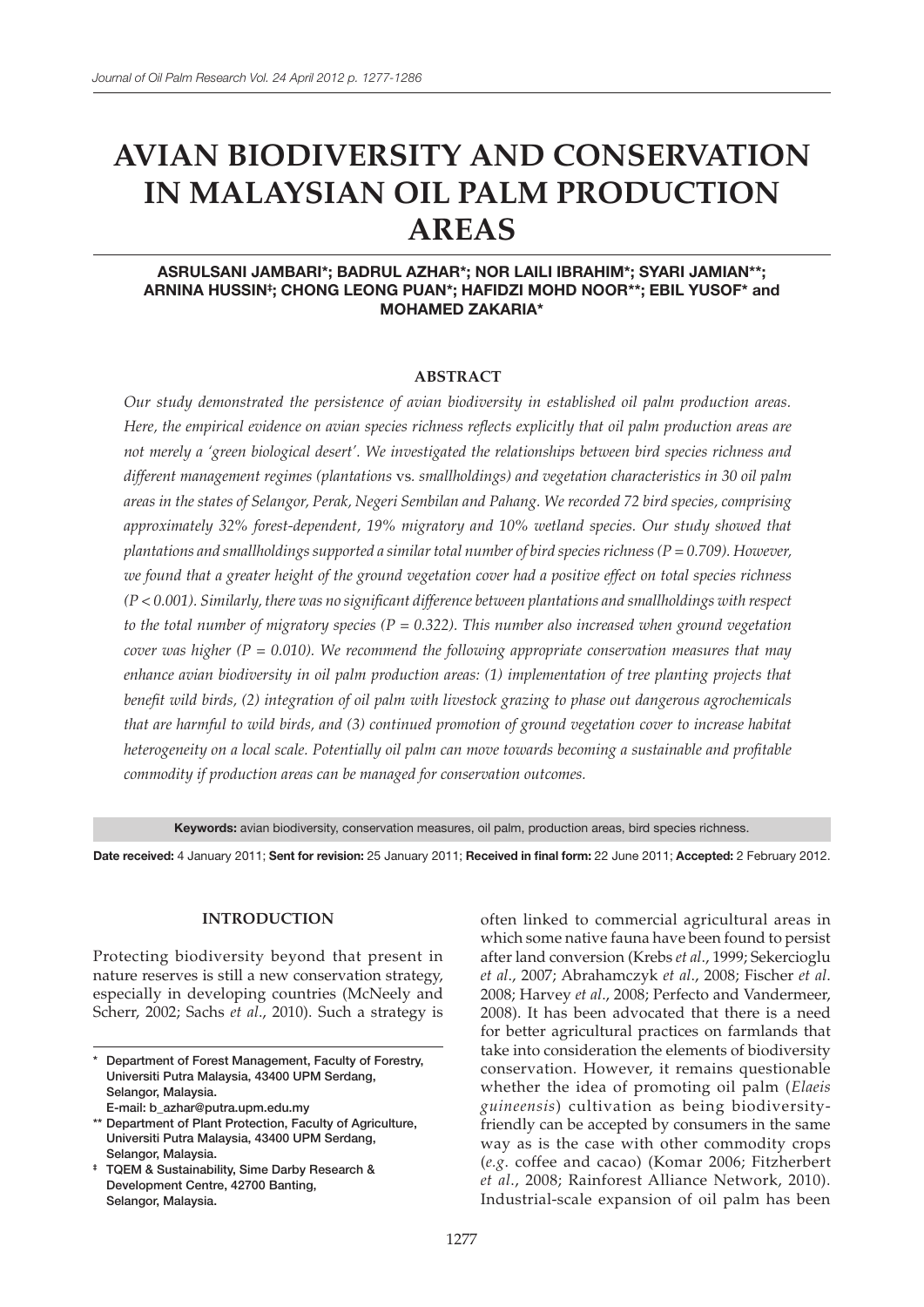# AVIAN BIODIVERSITY AND CONSERVATION IN MALAYSIAN OIL PALM PRODUCTION AREAS

**ASRULSANI JAMBARI*; BADRUL AZHAR*; NOR LAILI IBRAHIM*; SYARI JAMIAN**; ARNINA HUSSIN‡; CHONG LEONG PUAN*; HAFIDZI MOHD NOOR**; EBIL YUSOF* and MOHAMED ZAKARIA***

## ABSTRACT

*Our study demonstrated the persistence of avian biodiversity in established oil palm production areas. Here, the empirical evidence on avian species richness reflects explicitly that oil palm production areas are not merely a 'green biological desert'. We investigated the relationships between bird species richness and different management regimes (plantations* vs. *smallholdings) and vegetation characteristics in 30 oil palm areas in the states of Selangor, Perak, Negeri Sembilan and Pahang. We recorded 72 bird species, comprising approximately 32% forest-dependent, 19% migratory and 10% wetland species. Our study showed that plantations and smallholdings supported a similar total number of bird species richness ($P = 0.709$). However, we found that a greater height of the ground vegetation cover had a positive effect on total species richness ($P < 0.001$). Similarly, there was no significant difference between plantations and smallholdings with respect to the total number of migratory species ($P = 0.322$). This number also increased when ground vegetation cover was higher ($P = 0.010$). We recommend the following appropriate conservation measures that may enhance avian biodiversity in oil palm production areas: (1) implementation of tree planting projects that benefit wild birds, (2) integration of oil palm with livestock grazing to phase out dangerous agrochemicals that are harmful to wild birds, and (3) continued promotion of ground vegetation cover to increase habitat heterogeneity on a local scale. Potentially oil palm can move towards becoming a sustainable and profitable commodity if production areas can be managed for conservation outcomes.*

**Keywords:** avian biodiversity, conservation measures, oil palm, production areas, bird species richness.

**Date received:** 4 January 2011; **Sent for revision:** 25 January 2011; **Received in final form:** 22 June 2011; **Accepted:** 2 February 2012.

## INTRODUCTION

Protecting biodiversity beyond that present in nature reserves is still a new conservation strategy, especially in developing countries (McNeely and Scherr, 2002; Sachs *et al*., 2010). Such a strategy is often linked to commercial agricultural areas in which some native fauna have been found to persist after land conversion (Krebs *et al*., 1999; Sekercioglu *et al*., 2007; Abrahamczyk *et al*., 2008; Fischer *et al*. 2008; Harvey *et al*., 2008; Perfecto and Vandermeer, 2008). It has been advocated that there is a need for better agricultural practices on farmlands that take into consideration the elements of biodiversity conservation. However, it remains questionable whether the idea of promoting oil palm (*Elaeis guineensis*) cultivation as being biodiversity-friendly can be accepted by consumers in the same way as is the case with other commodity crops (*e.g.* coffee and cacao) (Komar 2006; Fitzherbert *et al*., 2008; Rainforest Alliance Network, 2010). Industrial-scale expansion of oil palm has been

---

\* Department of Forest Management, Faculty of Forestry, Universiti Putra Malaysia, 43400 UPM Serdang, Selangor, Malaysia.
E-mail: b_azhar@putra.upm.edu.my

\*\* Department of Plant Protection, Faculty of Agriculture, Universiti Putra Malaysia, 43400 UPM Serdang, Selangor, Malaysia.

‡ TQEM & Sustainability, Sime Darby Research & Development Centre, 42700 Banting, Selangor, Malaysia.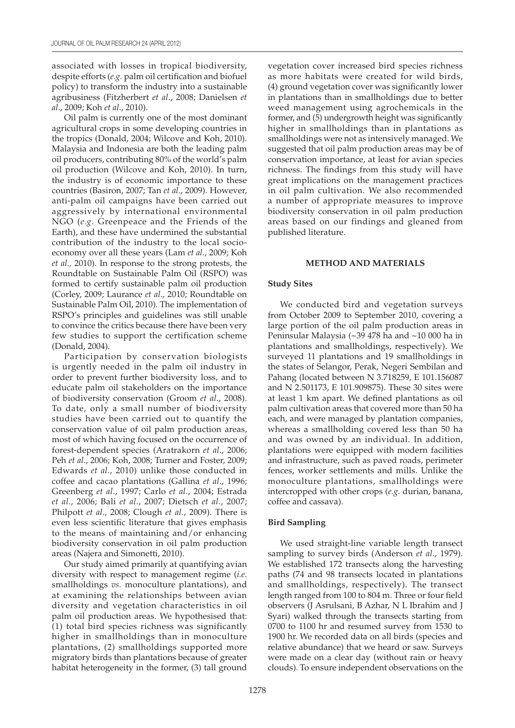associated with losses in tropical biodiversity, despite efforts (*e.g.* palm oil certification and biofuel policy) to transform the industry into a sustainable agribusiness (Fitzherbert *et al*., 2008; Danielsen *et al*., 2009; Koh *et al*., 2010).

Oil palm is currently one of the most dominant agricultural crops in some developing countries in the tropics (Donald, 2004; Wilcove and Koh, 2010). Malaysia and Indonesia are both the leading palm oil producers, contributing 80% of the world's palm oil production (Wilcove and Koh, 2010). In turn, the industry is of economic importance to these countries (Basiron, 2007; Tan *et al*., 2009). However, anti-palm oil campaigns have been carried out aggressively by international environmental NGO (*e.g*. Greenpeace and the Friends of the Earth), and these have undermined the substantial contribution of the industry to the local socio-economy over all these years (Lam *et al*., 2009; Koh *et al.,* 2010). In response to the strong protests, the Roundtable on Sustainable Palm Oil (RSPO) was formed to certify sustainable palm oil production (Corley, 2009; Laurance *et al*., 2010; Roundtable on Sustainable Palm Oil, 2010). The implementation of RSPO's principles and guidelines was still unable to convince the critics because there have been very few studies to support the certification scheme (Donald, 2004).

Participation by conservation biologists is urgently needed in the palm oil industry in order to prevent further biodiversity loss, and to educate palm oil stakeholders on the importance of biodiversity conservation (Groom *et al*., 2008). To date, only a small number of biodiversity studies have been carried out to quantify the conservation value of oil palm production areas, most of which having focused on the occurrence of forest-dependent species (Aratrakorn *et al*., 2006; Peh *et al*., 2006; Koh, 2008; Turner and Foster, 2009; Edwards *et al*., 2010) unlike those conducted in coffee and cacao plantations (Gallina *et al*., 1996; Greenberg *et al*., 1997; Carlo *et al*., 2004; Estrada *et al*., 2006; Bali *et al*., 2007; Dietsch *et al*., 2007; Philpott *et al*., 2008; Clough *et al*., 2009). There is even less scientific literature that gives emphasis to the means of maintaining and/or enhancing biodiversity conservation in oil palm production areas (Najera and Simonetti, 2010).

Our study aimed primarily at quantifying avian diversity with respect to management regime (*i.e.* smallholdings *vs.* monoculture plantations), and at examining the relationships between avian diversity and vegetation characteristics in oil palm oil production areas. We hypothesised that: (1) total bird species richness was significantly higher in smallholdings than in monoculture plantations, (2) smallholdings supported more migratory birds than plantations because of greater habitat heterogeneity in the former, (3) tall ground vegetation cover increased bird species richness as more habitats were created for wild birds, (4) ground vegetation cover was significantly lower in plantations than in smallholdings due to better weed management using agrochemicals in the former, and (5) undergrowth height was significantly higher in smallholdings than in plantations as smallholdings were not as intensively managed. We suggested that oil palm production areas may be of conservation importance, at least for avian species richness. The findings from this study will have great implications on the management practices in oil palm cultivation. We also recommended a number of appropriate measures to improve biodiversity conservation in oil palm production areas based on our findings and gleaned from published literature.

## METHOD AND MATERIALS

### Study Sites

We conducted bird and vegetation surveys from October 2009 to September 2010, covering a large portion of the oil palm production areas in Peninsular Malaysia (~39 478 ha and ~10 000 ha in plantations and smallholdings, respectively). We surveyed 11 plantations and 19 smallholdings in the states of Selangor, Perak, Negeri Sembilan and Pahang (located between N 3.718259, E 101.156087 and N 2.501173, E 101.909875). These 30 sites were at least 1 km apart. We defined plantations as oil palm cultivation areas that covered more than 50 ha each, and were managed by plantation companies, whereas a smallholding covered less than 50 ha and was owned by an individual. In addition, plantations were equipped with modern facilities and infrastructure, such as paved roads, perimeter fences, worker settlements and mills. Unlike the monoculture plantations, smallholdings were intercropped with other crops (*e.g*. durian, banana, coffee and cassava).

### Bird Sampling

We used straight-line variable length transect sampling to survey birds (Anderson *et al*., 1979). We established 172 transects along the harvesting paths (74 and 98 transects located in plantations and smallholdings, respectively). The transect length ranged from 100 to 804 m. Three or four field observers (J Asrulsani, B Azhar, N L Ibrahim and J Syari) walked through the transects starting from 0700 to 1100 hr and resumed survey from 1530 to 1900 hr. We recorded data on all birds (species and relative abundance) that we heard or saw. Surveys were made on a clear day (without rain or heavy clouds). To ensure independent observations on the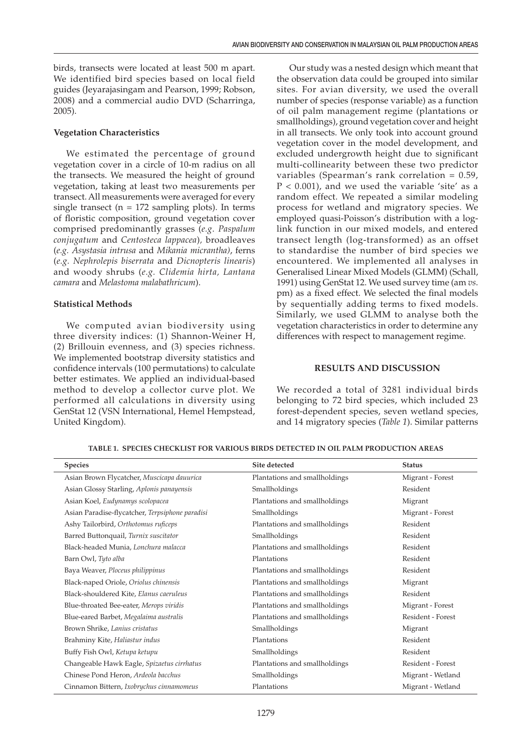birds, transects were located at least 500 m apart. We identified bird species based on local field guides (Jeyarajasingam and Pearson, 1999; Robson, 2008) and a commercial audio DVD (Scharringa, 2005).

**Vegetation Characteristics**

We estimated the percentage of ground vegetation cover in a circle of 10-m radius on all the transects. We measured the height of ground vegetation, taking at least two measurements per transect. All measurements were averaged for every single transect (n = 172 sampling plots). In terms of floristic composition, ground vegetation cover comprised predominantly grasses (*e.g. Paspalum conjugatum* and *Centosteca lappacea*), broadleaves (*e.g. Asystasia intrusa* and *Mikania micrantha)*, ferns (*e.g. Nephrolepis biserrata* and *Dicnopteris linearis*) and woody shrubs (*e.g. Clidemia hirta, Lantana camara* and *Melastoma malabathricum*).

**Statistical Methods**

We computed avian biodiversity using three diversity indices: (1) Shannon-Weiner H, (2) Brillouin evenness, and (3) species richness. We implemented bootstrap diversity statistics and confidence intervals (100 permutations) to calculate better estimates. We applied an individual-based method to develop a collector curve plot. We performed all calculations in diversity using GenStat 12 (VSN International, Hemel Hempstead, United Kingdom).

Our study was a nested design which meant that the observation data could be grouped into similar sites. For avian diversity, we used the overall number of species (response variable) as a function of oil palm management regime (plantations or smallholdings), ground vegetation cover and height in all transects. We only took into account ground vegetation cover in the model development, and excluded undergrowth height due to significant multi-collinearity between these two predictor variables (Spearman's rank correlation = 0.59, $P < 0.001$), and we used the variable 'site' as a random effect. We repeated a similar modeling process for wetland and migratory species. We employed quasi-Poisson's distribution with a log-link function in our mixed models, and entered transect length (log-transformed) as an offset to standardise the number of bird species we encountered. We implemented all analyses in Generalised Linear Mixed Models (GLMM) (Schall, 1991) using GenStat 12. We used survey time (am *vs.* pm) as a fixed effect. We selected the final models by sequentially adding terms to fixed models. Similarly, we used GLMM to analyse both the vegetation characteristics in order to determine any differences with respect to management regime.

## RESULTS AND DISCUSSION

We recorded a total of 3281 individual birds belonging to 72 bird species, which included 23 forest-dependent species, seven wetland species, and 14 migratory species (*Table 1*). Similar patterns

**TABLE 1. SPECIES CHECKLIST FOR VARIOUS BIRDS DETECTED IN OIL PALM PRODUCTION AREAS**

| Species | Site detected | Status |
|---|---|---|
| Asian Brown Flycatcher, *Muscicapa dauurica* | Plantations and smallholdings | Migrant - Forest |
| Asian Glossy Starling, *Aplonis panayensis* | Smallholdings | Resident |
| Asian Koel, *Eudynamys scolopacea* | Plantations and smallholdings | Migrant |
| Asian Paradise-flycatcher, *Terpsiphone paradisi* | Smallholdings | Migrant - Forest |
| Ashy Tailorbird, *Orthotomus ruficeps* | Plantations and smallholdings | Resident |
| Barred Buttonquail, *Turnix suscitator* | Smallholdings | Resident |
| Black-headed Munia, *Lonchura malacca* | Plantations and smallholdings | Resident |
| Barn Owl, *Tyto alba* | Plantations | Resident |
| Baya Weaver, *Ploceus philippinus* | Plantations and smallholdings | Resident |
| Black-naped Oriole, *Oriolus chinensis* | Plantations and smallholdings | Migrant |
| Black-shouldered Kite, *Elanus caeruleus* | Plantations and smallholdings | Resident |
| Blue-throated Bee-eater, *Merops viridis* | Plantations and smallholdings | Migrant - Forest |
| Blue-eared Barbet, *Megalaima australis* | Plantations and smallholdings | Resident - Forest |
| Brown Shrike, *Lanius cristatus* | Smallholdings | Migrant |
| Brahminy Kite, *Haliastur indus* | Plantations | Resident |
| Buffy Fish Owl, *Ketupa ketupu* | Smallholdings | Resident |
| Changeable Hawk Eagle, *Spizaetus cirrhatus* | Plantations and smallholdings | Resident - Forest |
| Chinese Pond Heron, *Ardeola bacchus* | Smallholdings | Migrant - Wetland |
| Cinnamon Bittern, *Ixobrychus cinnamomeus* | Plantations | Migrant - Wetland |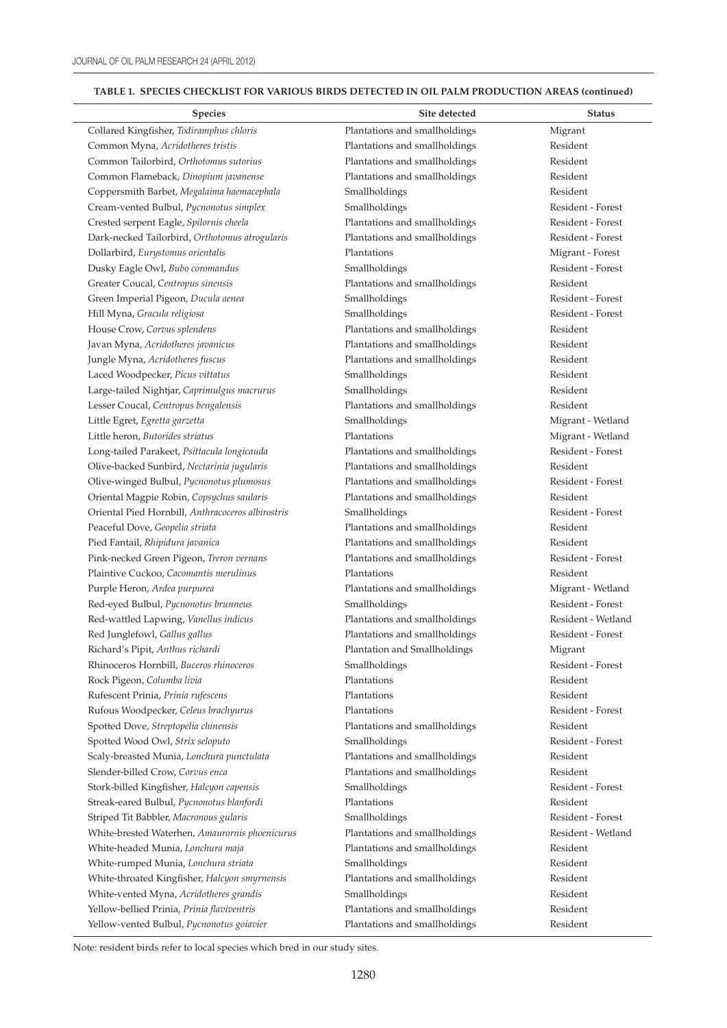**TABLE 1. SPECIES CHECKLIST FOR VARIOUS BIRDS DETECTED IN OIL PALM PRODUCTION AREAS (continued)**

| Species | Site detected | Status |
|---|---|---|
| Collared Kingfisher, *Todiramphus chloris* | Plantations and smallholdings | Migrant |
| Common Myna, *Acridotheres tristis* | Plantations and smallholdings | Resident |
| Common Tailorbird, *Orthotomus sutorius* | Plantations and smallholdings | Resident |
| Common Flameback, *Dinopium javanense* | Plantations and smallholdings | Resident |
| Coppersmith Barbet, *Megalaima haemacephala* | Smallholdings | Resident |
| Cream-vented Bulbul, *Pycnonotus simplex* | Smallholdings | Resident - Forest |
| Crested serpent Eagle, *Spilornis cheela* | Plantations and smallholdings | Resident - Forest |
| Dark-necked Tailorbird, *Orthotomus atrogularis* | Plantations and smallholdings | Resident - Forest |
| Dollarbird, *Eurystomus orientalis* | Plantations | Migrant - Forest |
| Dusky Eagle Owl, *Bubo coromandus* | Smallholdings | Resident - Forest |
| Greater Coucal, *Centropus sinensis* | Plantations and smallholdings | Resident |
| Green Imperial Pigeon, *Ducula aenea* | Smallholdings | Resident - Forest |
| Hill Myna, *Gracula religiosa* | Smallholdings | Resident - Forest |
| House Crow, *Corvus splendens* | Plantations and smallholdings | Resident |
| Javan Myna, *Acridotheres javanicus* | Plantations and smallholdings | Resident |
| Jungle Myna, *Acridotheres fuscus* | Plantations and smallholdings | Resident |
| Laced Woodpecker, *Picus vittatus* | Smallholdings | Resident |
| Large-tailed Nightjar, *Caprimulgus macrurus* | Smallholdings | Resident |
| Lesser Coucal, *Centropus bengalensis* | Plantations and smallholdings | Resident |
| Little Egret, *Egretta garzetta* | Smallholdings | Migrant - Wetland |
| Little heron, *Butorides striatus* | Plantations | Migrant - Wetland |
| Long-tailed Parakeet, *Psittacula longicauda* | Plantations and smallholdings | Resident - Forest |
| Olive-backed Sunbird, *Nectarinia jugularis* | Plantations and smallholdings | Resident |
| Olive-winged Bulbul, *Pycnonotus plumosus* | Plantations and smallholdings | Resident - Forest |
| Oriental Magpie Robin, *Copsychus saularis* | Plantations and smallholdings | Resident |
| Oriental Pied Hornbill, *Anthracoceros albirostris* | Smallholdings | Resident - Forest |
| Peaceful Dove, *Geopelia striata* | Plantations and smallholdings | Resident |
| Pied Fantail, *Rhipidura javanica* | Plantations and smallholdings | Resident |
| Pink-necked Green Pigeon, *Treron vernans* | Plantations and smallholdings | Resident - Forest |
| Plaintive Cuckoo, *Cacomantis merulinus* | Plantations | Resident |
| Purple Heron, *Ardea purpurea* | Plantations and smallholdings | Migrant - Wetland |
| Red-eyed Bulbul, *Pycnonotus brunneus* | Smallholdings | Resident - Forest |
| Red-wattled Lapwing, *Vanellus indicus* | Plantations and smallholdings | Resident - Wetland |
| Red Junglefowl, *Gallus gallus* | Plantations and smallholdings | Resident - Forest |
| Richard's Pipit, *Anthus richardi* | Plantation and Smallholdings | Migrant |
| Rhinoceros Hornbill, *Buceros rhinoceros* | Smallholdings | Resident - Forest |
| Rock Pigeon, *Columba livia* | Plantations | Resident |
| Rufescent Prinia, *Prinia rufescens* | Plantations | Resident |
| Rufous Woodpecker, *Celeus brachyurus* | Plantations | Resident - Forest |
| Spotted Dove, *Streptopelia chinensis* | Plantations and smallholdings | Resident |
| Spotted Wood Owl, *Strix seloputo* | Smallholdings | Resident - Forest |
| Scaly-breasted Munia, *Lonchura punctulata* | Plantations and smallholdings | Resident |
| Slender-billed Crow, *Corvus enca* | Plantations and smallholdings | Resident |
| Stork-billed Kingfisher, *Halcyon capensis* | Smallholdings | Resident - Forest |
| Streak-eared Bulbul, *Pycnonotus blanfordi* | Plantations | Resident |
| Striped Tit Babbler, *Macronous gularis* | Smallholdings | Resident - Forest |
| White-brested Waterhen, *Amaurornis phoenicurus* | Plantations and smallholdings | Resident - Wetland |
| White-headed Munia, *Lonchura maja* | Plantations and smallholdings | Resident |
| White-rumped Munia, *Lonchura striata* | Smallholdings | Resident |
| White-throated Kingfisher, *Halcyon smyrnensis* | Plantations and smallholdings | Resident |
| White-vented Myna, *Acridotheres grandis* | Smallholdings | Resident |
| Yellow-bellied Prinia, *Prinia flaviventris* | Plantations and smallholdings | Resident |
| Yellow-vented Bulbul, *Pycnonotus goiavier* | Plantations and smallholdings | Resident |

Note: resident birds refer to local species which bred in our study sites.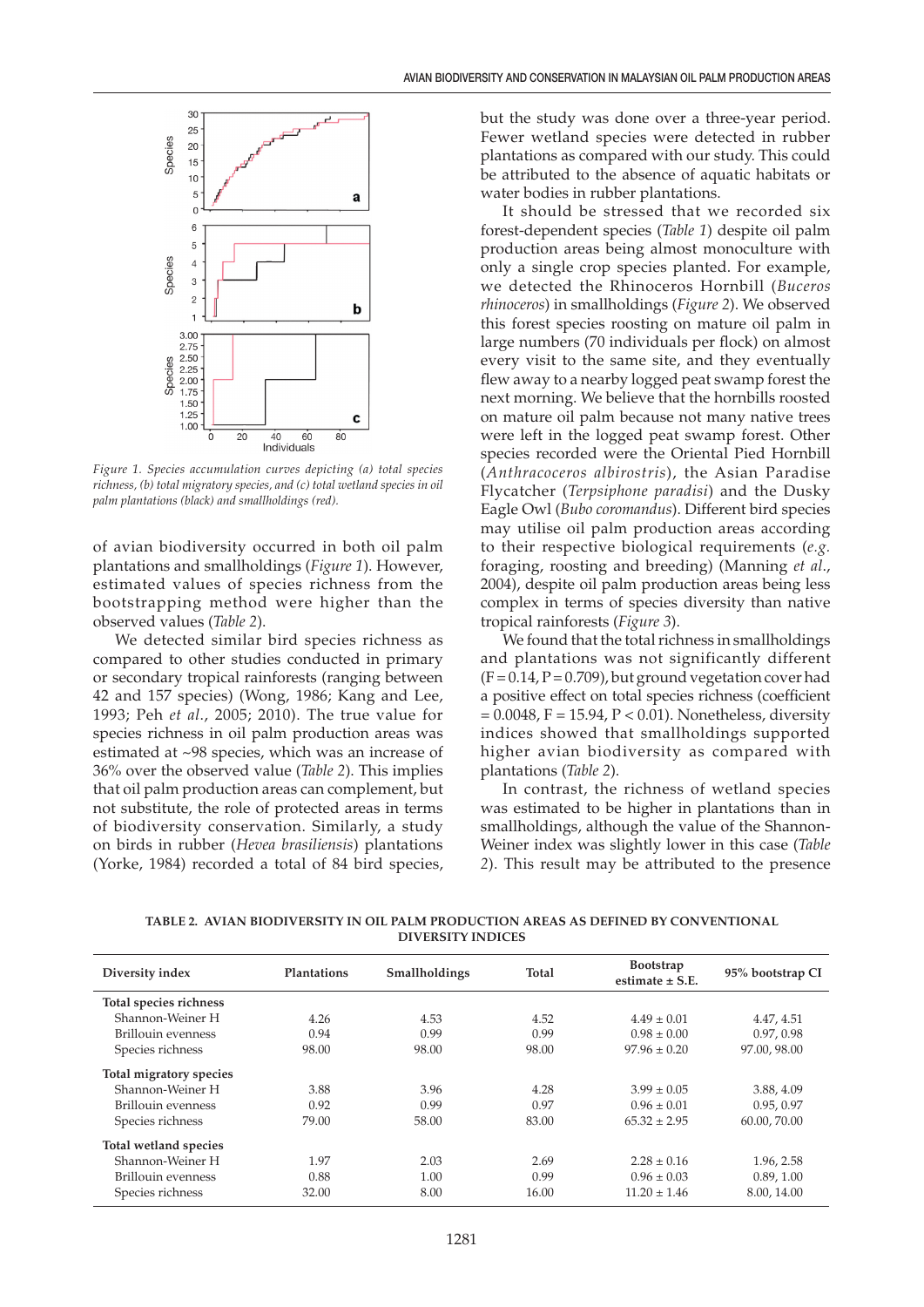Figure 1. Species accumulation curves depicting (a) total species richness, (b) total migratory species, and (c) total wetland species in oil palm plantations (black) and smallholdings (red).

of avian biodiversity occurred in both oil palm plantations and smallholdings (*Figure 1*). However, estimated values of species richness from the bootstrapping method were higher than the observed values (*Table 2*).

We detected similar bird species richness as compared to other studies conducted in primary or secondary tropical rainforests (ranging between 42 and 157 species) (Wong, 1986; Kang and Lee, 1993; Peh *et al*., 2005; 2010). The true value for species richness in oil palm production areas was estimated at ~98 species, which was an increase of 36% over the observed value (*Table 2*). This implies that oil palm production areas can complement, but not substitute, the role of protected areas in terms of biodiversity conservation. Similarly, a study on birds in rubber (*Hevea brasiliensis*) plantations (Yorke, 1984) recorded a total of 84 bird species, but the study was done over a three-year period. Fewer wetland species were detected in rubber plantations as compared with our study. This could be attributed to the absence of aquatic habitats or water bodies in rubber plantations.

It should be stressed that we recorded six forest-dependent species (*Table 1*) despite oil palm production areas being almost monoculture with only a single crop species planted. For example, we detected the Rhinoceros Hornbill (*Buceros rhinoceros*) in smallholdings (*Figure 2*). We observed this forest species roosting on mature oil palm in large numbers (70 individuals per flock) on almost every visit to the same site, and they eventually flew away to a nearby logged peat swamp forest the next morning. We believe that the hornbills roosted on mature oil palm because not many native trees were left in the logged peat swamp forest. Other species recorded were the Oriental Pied Hornbill (*Anthracoceros albirostris*), the Asian Paradise Flycatcher (*Terpsiphone paradisi*) and the Dusky Eagle Owl (*Bubo coromandus*). Different bird species may utilise oil palm production areas according to their respective biological requirements (*e.g.* foraging, roosting and breeding) (Manning *et al*., 2004), despite oil palm production areas being less complex in terms of species diversity than native tropical rainforests (*Figure 3*).

We found that the total richness in smallholdings and plantations was not significantly different ($F = 0.14$, $P = 0.709$), but ground vegetation cover had a positive effect on total species richness (coefficient $= 0.0048$, $F = 15.94$, $P < 0.01$). Nonetheless, diversity indices showed that smallholdings supported higher avian biodiversity as compared with plantations (*Table 2*).

In contrast, the richness of wetland species was estimated to be higher in plantations than in smallholdings, although the value of the Shannon-Weiner index was slightly lower in this case (*Table 2*). This result may be attributed to the presence

**TABLE 2. AVIAN BIODIVERSITY IN OIL PALM PRODUCTION AREAS AS DEFINED BY CONVENTIONAL DIVERSITY INDICES**

| Diversity index | Plantations | Smallholdings | Total | Bootstrap estimate ± S.E. | 95% bootstrap CI |
|---|---|---|---|---|---|
| **Total species richness** | | | | | |
| Shannon-Weiner H | 4.26 | 4.53 | 4.52 | 4.49 ± 0.01 | 4.47, 4.51 |
| Brillouin evenness | 0.94 | 0.99 | 0.99 | 0.98 ± 0.00 | 0.97, 0.98 |
| Species richness | 98.00 | 98.00 | 98.00 | 97.96 ± 0.20 | 97.00, 98.00 |
| **Total migratory species** | | | | | |
| Shannon-Weiner H | 3.88 | 3.96 | 4.28 | 3.99 ± 0.05 | 3.88, 4.09 |
| Brillouin evenness | 0.92 | 0.99 | 0.97 | 0.96 ± 0.01 | 0.95, 0.97 |
| Species richness | 79.00 | 58.00 | 83.00 | 65.32 ± 2.95 | 60.00, 70.00 |
| **Total wetland species** | | | | | |
| Shannon-Weiner H | 1.97 | 2.03 | 2.69 | 2.28 ± 0.16 | 1.96, 2.58 |
| Brillouin evenness | 0.88 | 1.00 | 0.99 | 0.96 ± 0.03 | 0.89, 1.00 |
| Species richness | 32.00 | 8.00 | 16.00 | 11.20 ± 1.46 | 8.00, 14.00 |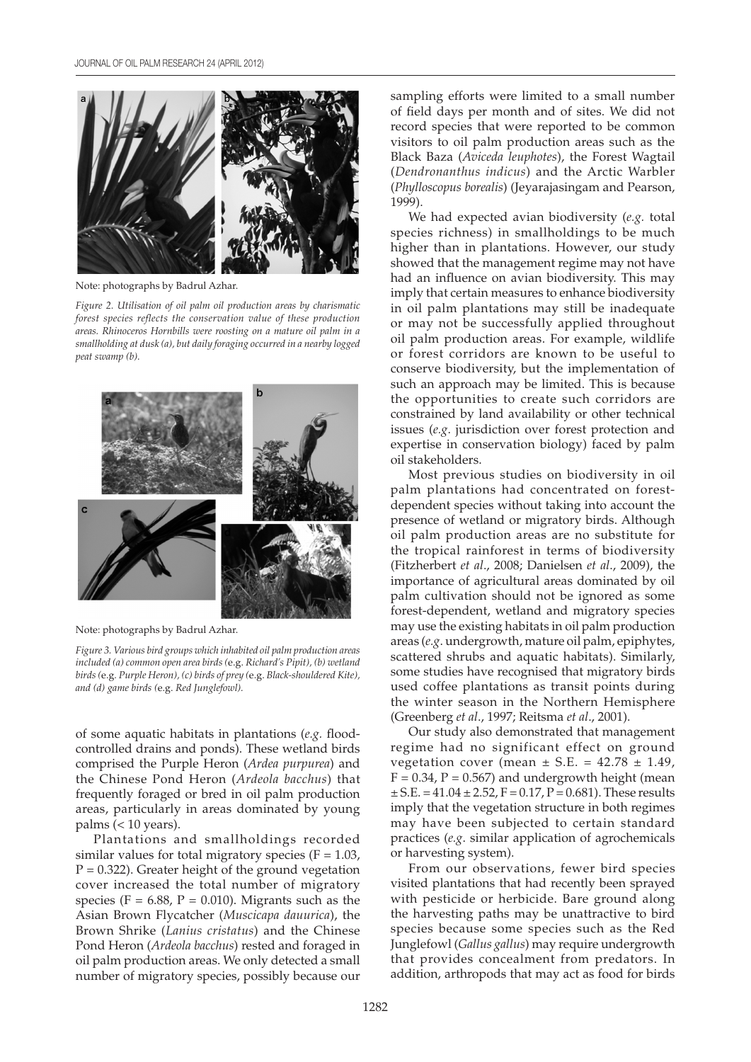Note: photographs by Badrul Azhar.

*Figure 2. Utilisation of oil palm oil production areas by charismatic forest species reflects the conservation value of these production areas. Rhinoceros Hornbills were roosting on a mature oil palm in a smallholding at dusk (a), but daily foraging occurred in a nearby logged peat swamp (b).*

Note: photographs by Badrul Azhar.

*Figure 3. Various bird groups which inhabited oil palm production areas included (a) common open area birds (*e.g. *Richard's Pipit), (b) wetland birds (*e.g. *Purple Heron), (c) birds of prey (*e.g. *Black-shouldered Kite), and (d) game birds (*e.g. *Red Junglefowl).*

of some aquatic habitats in plantations (*e.g.* flood-controlled drains and ponds). These wetland birds comprised the Purple Heron (*Ardea purpurea*) and the Chinese Pond Heron (*Ardeola bacchus*) that frequently foraged or bred in oil palm production areas, particularly in areas dominated by young palms (< 10 years).

Plantations and smallholdings recorded similar values for total migratory species ($F = 1.03$, $P = 0.322$). Greater height of the ground vegetation cover increased the total number of migratory species ($F = 6.88$, $P = 0.010$). Migrants such as the Asian Brown Flycatcher (*Muscicapa dauurica*), the Brown Shrike (*Lanius cristatus*) and the Chinese Pond Heron (*Ardeola bacchus*) rested and foraged in oil palm production areas. We only detected a small number of migratory species, possibly because our sampling efforts were limited to a small number of field days per month and of sites. We did not record species that were reported to be common visitors to oil palm production areas such as the Black Baza (*Aviceda leuphotes*), the Forest Wagtail (*Dendronanthus indicus*) and the Arctic Warbler (*Phylloscopus borealis*) (Jeyarajasingam and Pearson, 1999).

We had expected avian biodiversity (*e.g.* total species richness) in smallholdings to be much higher than in plantations. However, our study showed that the management regime may not have had an influence on avian biodiversity. This may imply that certain measures to enhance biodiversity in oil palm plantations may still be inadequate or may not be successfully applied throughout oil palm production areas. For example, wildlife or forest corridors are known to be useful to conserve biodiversity, but the implementation of such an approach may be limited. This is because the opportunities to create such corridors are constrained by land availability or other technical issues (*e.g.* jurisdiction over forest protection and expertise in conservation biology) faced by palm oil stakeholders.

Most previous studies on biodiversity in oil palm plantations had concentrated on forest-dependent species without taking into account the presence of wetland or migratory birds. Although oil palm production areas are no substitute for the tropical rainforest in terms of biodiversity (Fitzherbert *et al*., 2008; Danielsen *et al*., 2009), the importance of agricultural areas dominated by oil palm cultivation should not be ignored as some forest-dependent, wetland and migratory species may use the existing habitats in oil palm production areas (*e.g.* undergrowth, mature oil palm, epiphytes, scattered shrubs and aquatic habitats). Similarly, some studies have recognised that migratory birds used coffee plantations as transit points during the winter season in the Northern Hemisphere (Greenberg *et al*., 1997; Reitsma *et al*., 2001).

Our study also demonstrated that management regime had no significant effect on ground vegetation cover (mean ± S.E. = $42.78 \pm 1.49$, $F = 0.34$, $P = 0.567$) and undergrowth height (mean ± S.E. = $41.04 \pm 2.52$, $F = 0.17$, $P = 0.681$). These results imply that the vegetation structure in both regimes may have been subjected to certain standard practices (*e.g.* similar application of agrochemicals or harvesting system).

From our observations, fewer bird species visited plantations that had recently been sprayed with pesticide or herbicide. Bare ground along the harvesting paths may be unattractive to bird species because some species such as the Red Junglefowl (*Gallus gallus*) may require undergrowth that provides concealment from predators. In addition, arthropods that may act as food for birds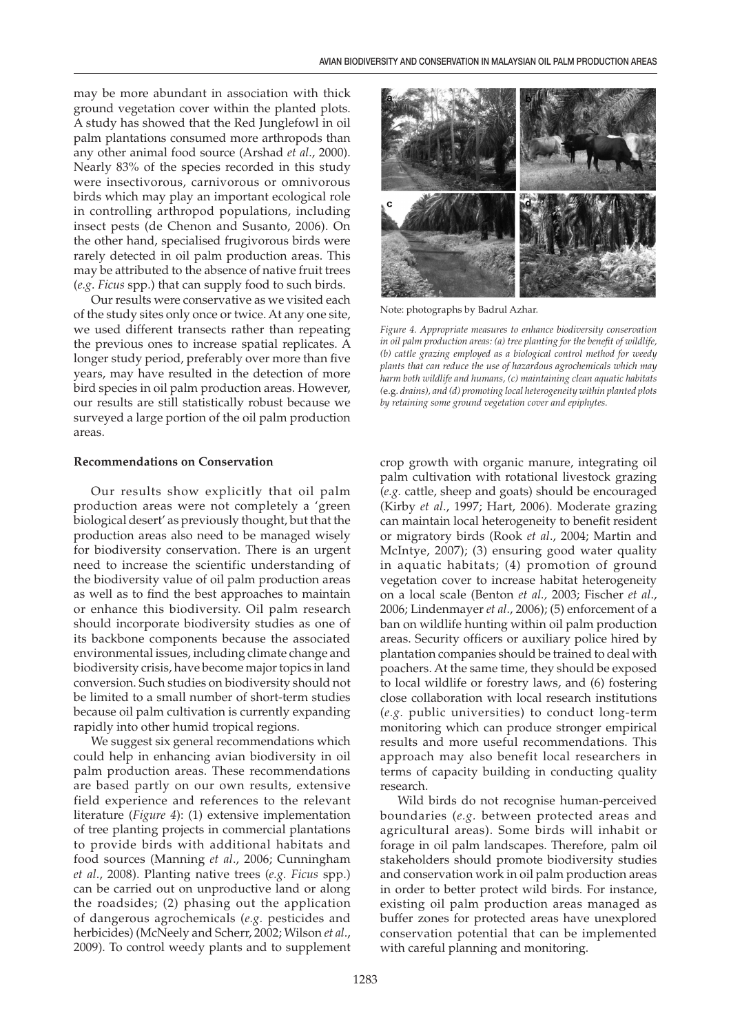may be more abundant in association with thick ground vegetation cover within the planted plots. A study has showed that the Red Junglefowl in oil palm plantations consumed more arthropods than any other animal food source (Arshad *et al*., 2000). Nearly 83% of the species recorded in this study were insectivorous, carnivorous or omnivorous birds which may play an important ecological role in controlling arthropod populations, including insect pests (de Chenon and Susanto, 2006). On the other hand, specialised frugivorous birds were rarely detected in oil palm production areas. This may be attributed to the absence of native fruit trees (*e.g*. *Ficus* spp.) that can supply food to such birds.

Our results were conservative as we visited each of the study sites only once or twice. At any one site, we used different transects rather than repeating the previous ones to increase spatial replicates. A longer study period, preferably over more than five years, may have resulted in the detection of more bird species in oil palm production areas. However, our results are still statistically robust because we surveyed a large portion of the oil palm production areas.

Note: photographs by Badrul Azhar.

*Figure 4. Appropriate measures to enhance biodiversity conservation in oil palm production areas: (a) tree planting for the benefit of wildlife, (b) cattle grazing employed as a biological control method for weedy plants that can reduce the use of hazardous agrochemicals which may harm both wildlife and humans, (c) maintaining clean aquatic habitats (*e.g. *drains), and (d) promoting local heterogeneity within planted plots by retaining some ground vegetation cover and epiphytes.*

**Recommendations on Conservation**

Our results show explicitly that oil palm production areas were not completely a 'green biological desert' as previously thought, but that the production areas also need to be managed wisely for biodiversity conservation. There is an urgent need to increase the scientific understanding of the biodiversity value of oil palm production areas as well as to find the best approaches to maintain or enhance this biodiversity. Oil palm research should incorporate biodiversity studies as one of its backbone components because the associated environmental issues, including climate change and biodiversity crisis, have become major topics in land conversion. Such studies on biodiversity should not be limited to a small number of short-term studies because oil palm cultivation is currently expanding rapidly into other humid tropical regions.

We suggest six general recommendations which could help in enhancing avian biodiversity in oil palm production areas. These recommendations are based partly on our own results, extensive field experience and references to the relevant literature (*Figure 4*): (1) extensive implementation of tree planting projects in commercial plantations to provide birds with additional habitats and food sources (Manning *et al*., 2006; Cunningham *et al*., 2008). Planting native trees (*e.g. Ficus* spp.) can be carried out on unproductive land or along the roadsides; (2) phasing out the application of dangerous agrochemicals (*e.g.* pesticides and herbicides) (McNeely and Scherr, 2002; Wilson *et al*., 2009). To control weedy plants and to supplement crop growth with organic manure, integrating oil palm cultivation with rotational livestock grazing (*e.g.* cattle, sheep and goats) should be encouraged (Kirby *et al*., 1997; Hart, 2006). Moderate grazing can maintain local heterogeneity to benefit resident or migratory birds (Rook *et al*., 2004; Martin and McIntye, 2007); (3) ensuring good water quality in aquatic habitats; (4) promotion of ground vegetation cover to increase habitat heterogeneity on a local scale (Benton *et al.,* 2003; Fischer *et al*., 2006; Lindenmayer *et al*., 2006); (5) enforcement of a ban on wildlife hunting within oil palm production areas. Security officers or auxiliary police hired by plantation companies should be trained to deal with poachers. At the same time, they should be exposed to local wildlife or forestry laws, and (6) fostering close collaboration with local research institutions (*e.g.* public universities) to conduct long-term monitoring which can produce stronger empirical results and more useful recommendations. This approach may also benefit local researchers in terms of capacity building in conducting quality research.

Wild birds do not recognise human-perceived boundaries (*e.g.* between protected areas and agricultural areas). Some birds will inhabit or forage in oil palm landscapes. Therefore, palm oil stakeholders should promote biodiversity studies and conservation work in oil palm production areas in order to better protect wild birds. For instance, existing oil palm production areas managed as buffer zones for protected areas have unexplored conservation potential that can be implemented with careful planning and monitoring.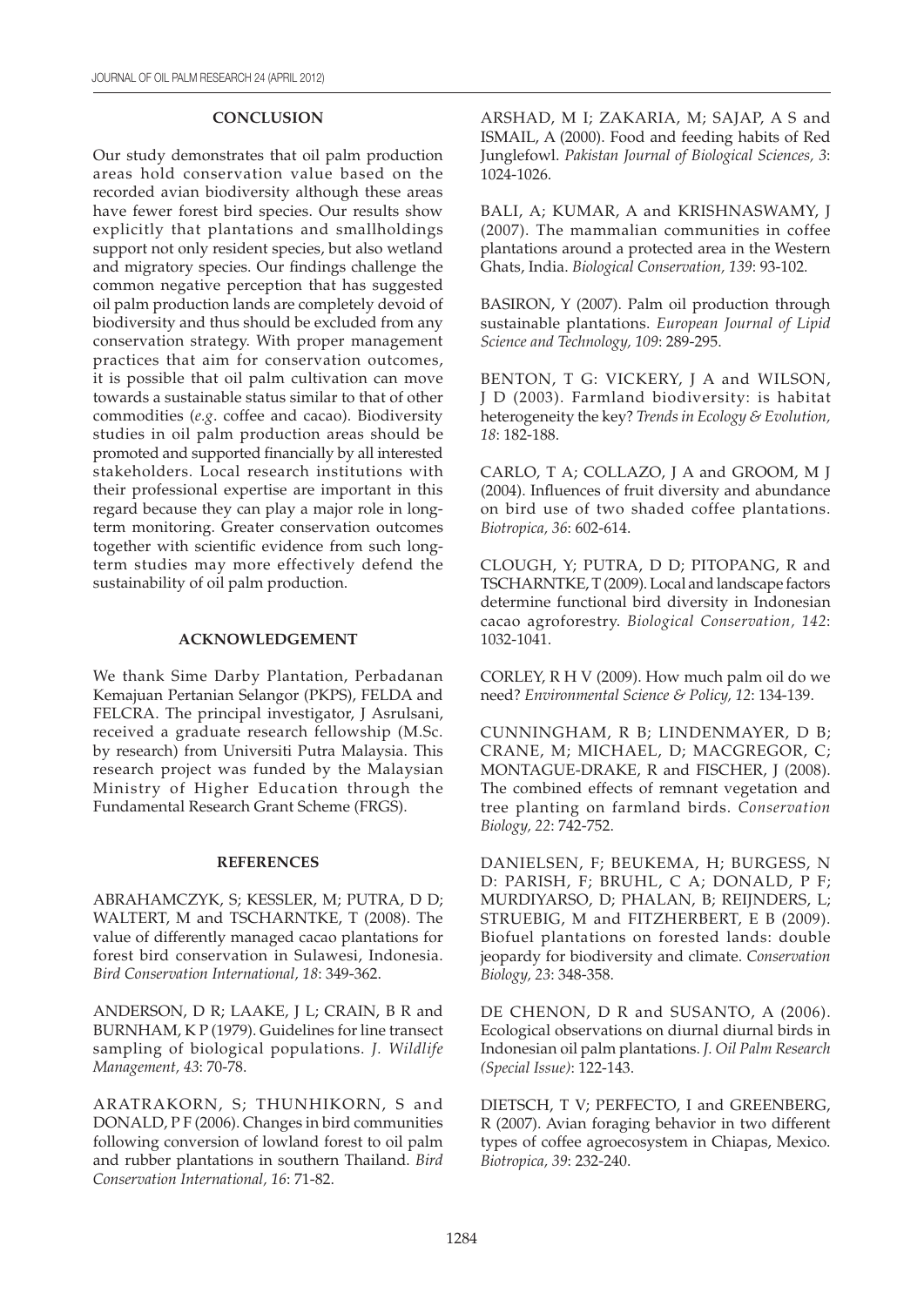## CONCLUSION

Our study demonstrates that oil palm production areas hold conservation value based on the recorded avian biodiversity although these areas have fewer forest bird species. Our results show explicitly that plantations and smallholdings support not only resident species, but also wetland and migratory species. Our findings challenge the common negative perception that has suggested oil palm production lands are completely devoid of biodiversity and thus should be excluded from any conservation strategy. With proper management practices that aim for conservation outcomes, it is possible that oil palm cultivation can move towards a sustainable status similar to that of other commodities (*e.g.* coffee and cacao). Biodiversity studies in oil palm production areas should be promoted and supported financially by all interested stakeholders. Local research institutions with their professional expertise are important in this regard because they can play a major role in long-term monitoring. Greater conservation outcomes together with scientific evidence from such long-term studies may more effectively defend the sustainability of oil palm production.

## ACKNOWLEDGEMENT

We thank Sime Darby Plantation, Perbadanan Kemajuan Pertanian Selangor (PKPS), FELDA and FELCRA. The principal investigator, J Asrulsani, received a graduate research fellowship (M.Sc. by research) from Universiti Putra Malaysia. This research project was funded by the Malaysian Ministry of Higher Education through the Fundamental Research Grant Scheme (FRGS).

## REFERENCES

ABRAHAMCZYK, S; KESSLER, M; PUTRA, D D; WALTERT, M and TSCHARNTKE, T (2008). The value of differently managed cacao plantations for forest bird conservation in Sulawesi, Indonesia. *Bird Conservation International, 18*: 349-362.

ANDERSON, D R; LAAKE, J L; CRAIN, B R and BURNHAM, K P (1979). Guidelines for line transect sampling of biological populations. *J. Wildlife Management, 43*: 70-78.

ARATRAKORN, S; THUNHIKORN, S and DONALD, P F (2006). Changes in bird communities following conversion of lowland forest to oil palm and rubber plantations in southern Thailand. *Bird Conservation International, 16*: 71-82.

ARSHAD, M I; ZAKARIA, M; SAJAP, A S and ISMAIL, A (2000). Food and feeding habits of Red Junglefowl. *Pakistan Journal of Biological Sciences, 3*: 1024-1026.

BALI, A; KUMAR, A and KRISHNASWAMY, J (2007). The mammalian communities in coffee plantations around a protected area in the Western Ghats, India. *Biological Conservation, 139*: 93-102.

BASIRON, Y (2007). Palm oil production through sustainable plantations. *European Journal of Lipid Science and Technology, 109*: 289-295.

BENTON, T G: VICKERY, J A and WILSON, J D (2003). Farmland biodiversity: is habitat heterogeneity the key? *Trends in Ecology & Evolution, 18*: 182-188.

CARLO, T A; COLLAZO, J A and GROOM, M J (2004). Influences of fruit diversity and abundance on bird use of two shaded coffee plantations. *Biotropica, 36*: 602-614.

CLOUGH, Y; PUTRA, D D; PITOPANG, R and TSCHARNTKE, T (2009). Local and landscape factors determine functional bird diversity in Indonesian cacao agroforestry. *Biological Conservation, 142*: 1032-1041.

CORLEY, R H V (2009). How much palm oil do we need? *Environmental Science & Policy, 12*: 134-139.

CUNNINGHAM, R B; LINDENMAYER, D B; CRANE, M; MICHAEL, D; MACGREGOR, C; MONTAGUE-DRAKE, R and FISCHER, J (2008). The combined effects of remnant vegetation and tree planting on farmland birds. *Conservation Biology, 22*: 742-752.

DANIELSEN, F; BEUKEMA, H; BURGESS, N D: PARISH, F; BRUHL, C A; DONALD, P F; MURDIYARSO, D; PHALAN, B; REIJNDERS, L; STRUEBIG, M and FITZHERBERT, E B (2009). Biofuel plantations on forested lands: double jeopardy for biodiversity and climate. *Conservation Biology, 23*: 348-358.

DE CHENON, D R and SUSANTO, A (2006). Ecological observations on diurnal diurnal birds in Indonesian oil palm plantations. *J. Oil Palm Research (Special Issue)*: 122-143.

DIETSCH, T V; PERFECTO, I and GREENBERG, R (2007). Avian foraging behavior in two different types of coffee agroecosystem in Chiapas, Mexico. *Biotropica, 39*: 232-240.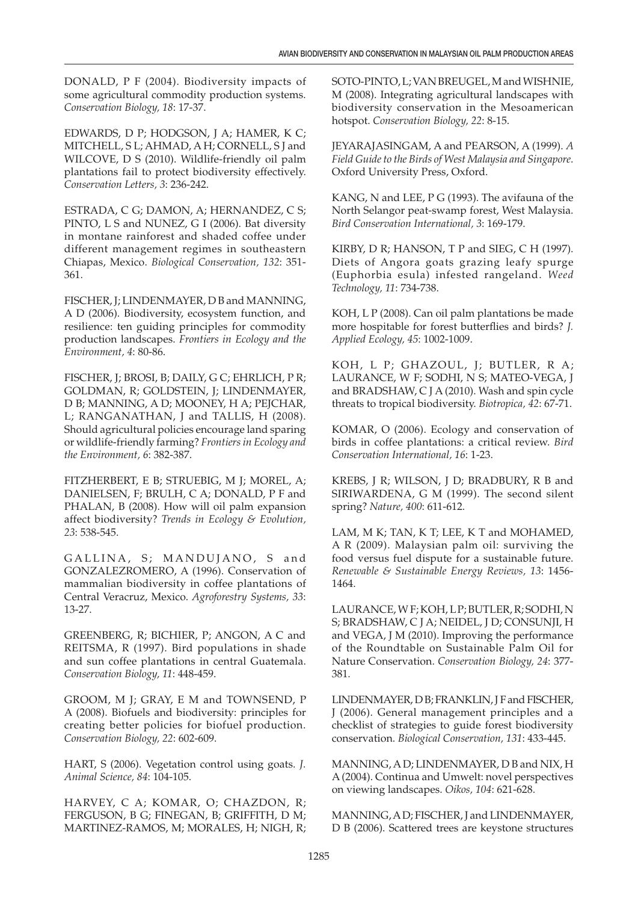DONALD, P F (2004). Biodiversity impacts of some agricultural commodity production systems. *Conservation Biology, 18*: 17-37.

EDWARDS, D P; HODGSON, J A; HAMER, K C; MITCHELL, S L; AHMAD, A H; CORNELL, S J and WILCOVE, D S (2010). Wildlife-friendly oil palm plantations fail to protect biodiversity effectively. *Conservation Letters, 3*: 236-242.

ESTRADA, C G; DAMON, A; HERNANDEZ, C S; PINTO, L S and NUNEZ, G I (2006). Bat diversity in montane rainforest and shaded coffee under different management regimes in southeastern Chiapas, Mexico. *Biological Conservation, 132*: 351-361.

FISCHER, J; LINDENMAYER, D B and MANNING, A D (2006). Biodiversity, ecosystem function, and resilience: ten guiding principles for commodity production landscapes. *Frontiers in Ecology and the Environment, 4*: 80-86.

FISCHER, J; BROSI, B; DAILY, G C; EHRLICH, P R; GOLDMAN, R; GOLDSTEIN, J; LINDENMAYER, D B; MANNING, A D; MOONEY, H A; PEJCHAR, L; RANGANATHAN, J and TALLIS, H (2008). Should agricultural policies encourage land sparing or wildlife-friendly farming? *Frontiers in Ecology and the Environment, 6*: 382-387.

FITZHERBERT, E B; STRUEBIG, M J; MOREL, A; DANIELSEN, F; BRULH, C A; DONALD, P F and PHALAN, B (2008). How will oil palm expansion affect biodiversity? *Trends in Ecology & Evolution, 23*: 538-545.

GALLINA, S; MANDUJANO, S and GONZALEZROMERO, A (1996). Conservation of mammalian biodiversity in coffee plantations of Central Veracruz, Mexico. *Agroforestry Systems, 33*: 13-27.

GREENBERG, R; BICHIER, P; ANGON, A C and REITSMA, R (1997). Bird populations in shade and sun coffee plantations in central Guatemala. *Conservation Biology, 11*: 448-459.

GROOM, M J; GRAY, E M and TOWNSEND, P A (2008). Biofuels and biodiversity: principles for creating better policies for biofuel production. *Conservation Biology, 22*: 602-609.

HART, S (2006). Vegetation control using goats. *J. Animal Science, 84*: 104-105.

HARVEY, C A; KOMAR, O; CHAZDON, R; FERGUSON, B G; FINEGAN, B; GRIFFITH, D M; MARTINEZ-RAMOS, M; MORALES, H; NIGH, R; SOTO-PINTO, L; VAN BREUGEL, M and WISHNIE, M (2008). Integrating agricultural landscapes with biodiversity conservation in the Mesoamerican hotspot. *Conservation Biology, 22*: 8-15.

JEYARAJASINGAM, A and PEARSON, A (1999). *A Field Guide to the Birds of West Malaysia and Singapore.* Oxford University Press, Oxford.

KANG, N and LEE, P G (1993). The avifauna of the North Selangor peat-swamp forest, West Malaysia. *Bird Conservation International, 3*: 169-179.

KIRBY, D R; HANSON, T P and SIEG, C H (1997). Diets of Angora goats grazing leafy spurge (Euphorbia esula) infested rangeland. *Weed Technology, 11*: 734-738.

KOH, L P (2008). Can oil palm plantations be made more hospitable for forest butterflies and birds? *J. Applied Ecology, 45*: 1002-1009.

KOH, L P; GHAZOUL, J; BUTLER, R A; LAURANCE, W F; SODHI, N S; MATEO-VEGA, J and BRADSHAW, C J A (2010). Wash and spin cycle threats to tropical biodiversity. *Biotropica, 42*: 67-71.

KOMAR, O (2006). Ecology and conservation of birds in coffee plantations: a critical review. *Bird Conservation International, 16*: 1-23.

KREBS, J R; WILSON, J D; BRADBURY, R B and SIRIWARDENA, G M (1999). The second silent spring? *Nature, 400*: 611-612.

LAM, M K; TAN, K T; LEE, K T and MOHAMED, A R (2009). Malaysian palm oil: surviving the food versus fuel dispute for a sustainable future. *Renewable & Sustainable Energy Reviews, 13*: 1456-1464.

LAURANCE, W F; KOH, L P; BUTLER, R; SODHI, N S; BRADSHAW, C J A; NEIDEL, J D; CONSUNJI, H and VEGA, J M (2010). Improving the performance of the Roundtable on Sustainable Palm Oil for Nature Conservation. *Conservation Biology, 24*: 377-381.

LINDENMAYER, D B; FRANKLIN, J F and FISCHER, J (2006). General management principles and a checklist of strategies to guide forest biodiversity conservation. *Biological Conservation, 131*: 433-445.

MANNING, A D; LINDENMAYER, D B and NIX, H A (2004). Continua and Umwelt: novel perspectives on viewing landscapes. *Oikos, 104*: 621-628.

MANNING, A D; FISCHER, J and LINDENMAYER, D B (2006). Scattered trees are keystone structures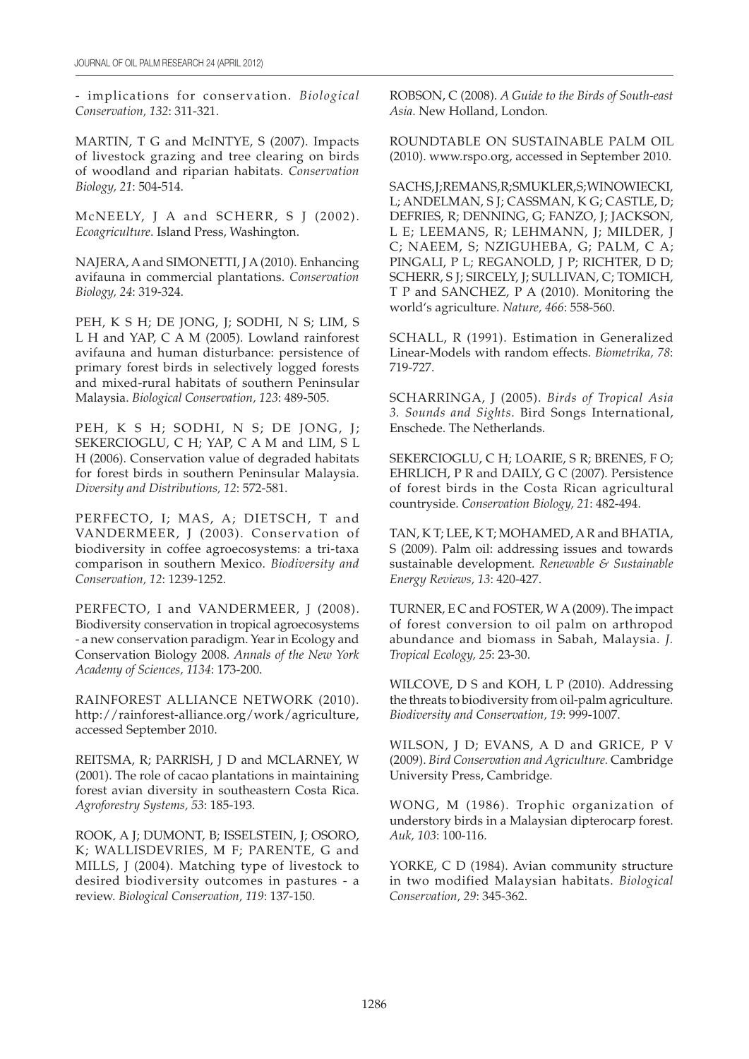- implications for conservation. *Biological Conservation, 132*: 311-321.

MARTIN, T G and McINTYE, S (2007). Impacts of livestock grazing and tree clearing on birds of woodland and riparian habitats. *Conservation Biology, 21*: 504-514.

McNEELY, J A and SCHERR, S J (2002). *Ecoagriculture*. Island Press, Washington.

NAJERA, A and SIMONETTI, J A (2010). Enhancing avifauna in commercial plantations. *Conservation Biology, 24*: 319-324.

PEH, K S H; DE JONG, J; SODHI, N S; LIM, S L H and YAP, C A M (2005). Lowland rainforest avifauna and human disturbance: persistence of primary forest birds in selectively logged forests and mixed-rural habitats of southern Peninsular Malaysia. *Biological Conservation, 123*: 489-505.

PEH, K S H; SODHI, N S; DE JONG, J; SEKERCIOGLU, C H; YAP, C A M and LIM, S L H (2006). Conservation value of degraded habitats for forest birds in southern Peninsular Malaysia. *Diversity and Distributions, 12*: 572-581.

PERFECTO, I; MAS, A; DIETSCH, T and VANDERMEER, J (2003). Conservation of biodiversity in coffee agroecosystems: a tri-taxa comparison in southern Mexico. *Biodiversity and Conservation, 12*: 1239-1252.

PERFECTO, I and VANDERMEER, J (2008). Biodiversity conservation in tropical agroecosystems - a new conservation paradigm. Year in Ecology and Conservation Biology 2008. *Annals of the New York Academy of Sciences, 1134*: 173-200.

RAINFOREST ALLIANCE NETWORK (2010). http://rainforest-alliance.org/work/agriculture, accessed September 2010.

REITSMA, R; PARRISH, J D and MCLARNEY, W (2001). The role of cacao plantations in maintaining forest avian diversity in southeastern Costa Rica. *Agroforestry Systems, 53*: 185-193.

ROOK, A J; DUMONT, B; ISSELSTEIN, J; OSORO, K; WALLISDEVRIES, M F; PARENTE, G and MILLS, J (2004). Matching type of livestock to desired biodiversity outcomes in pastures - a review. *Biological Conservation, 119*: 137-150.

ROBSON, C (2008). *A Guide to the Birds of South-east Asia*. New Holland, London.

ROUNDTABLE ON SUSTAINABLE PALM OIL (2010). www.rspo.org, accessed in September 2010.

SACHS, J; REMANS, R; SMUKLER, S; WINOWIECKI, L; ANDELMAN, S J; CASSMAN, K G; CASTLE, D; DEFRIES, R; DENNING, G; FANZO, J; JACKSON, L E; LEEMANS, R; LEHMANN, J; MILDER, J C; NAEEM, S; NZIGUHEBA, G; PALM, C A; PINGALI, P L; REGANOLD, J P; RICHTER, D D; SCHERR, S J; SIRCELY, J; SULLIVAN, C; TOMICH, T P and SANCHEZ, P A (2010). Monitoring the world's agriculture. *Nature, 466*: 558-560.

SCHALL, R (1991). Estimation in Generalized Linear-Models with random effects. *Biometrika, 78*: 719-727.

SCHARRINGA, J (2005). *Birds of Tropical Asia 3. Sounds and Sights*. Bird Songs International, Enschede. The Netherlands.

SEKERCIOGLU, C H; LOARIE, S R; BRENES, F O; EHRLICH, P R and DAILY, G C (2007). Persistence of forest birds in the Costa Rican agricultural countryside. *Conservation Biology, 21*: 482-494.

TAN, K T; LEE, K T; MOHAMED, A R and BHATIA, S (2009). Palm oil: addressing issues and towards sustainable development. *Renewable & Sustainable Energy Reviews, 13*: 420-427.

TURNER, E C and FOSTER, W A (2009). The impact of forest conversion to oil palm on arthropod abundance and biomass in Sabah, Malaysia. *J. Tropical Ecology, 25*: 23-30.

WILCOVE, D S and KOH, L P (2010). Addressing the threats to biodiversity from oil-palm agriculture. *Biodiversity and Conservation, 19*: 999-1007.

WILSON, J D; EVANS, A D and GRICE, P V (2009). *Bird Conservation and Agriculture*. Cambridge University Press, Cambridge.

WONG, M (1986). Trophic organization of understory birds in a Malaysian dipterocarp forest. *Auk, 103*: 100-116.

YORKE, C D (1984). Avian community structure in two modified Malaysian habitats. *Biological Conservation, 29*: 345-362.